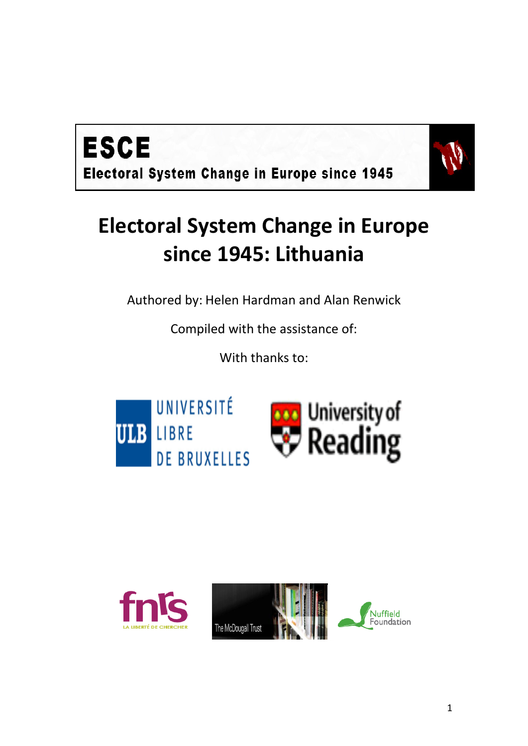**ESCE**

**Electoral System Change in Europe since 1945**

# Electoral System Change in Europe since 1945: Lithuania

Authored by: Helen Hardman and Alan Renwick

Compiled with the assistance of:

With thanks to: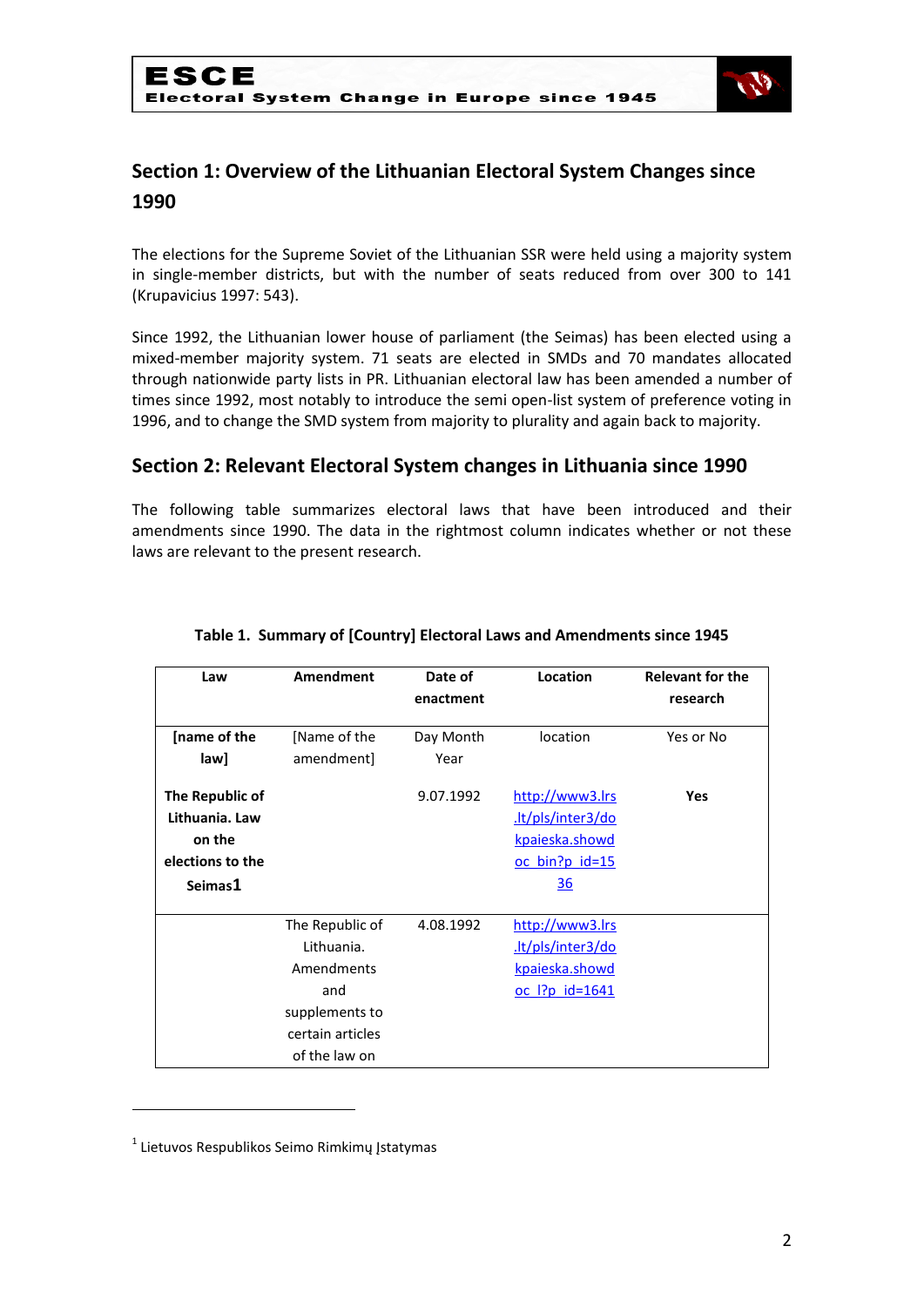## Section 1: Overview of the Lithuanian Electoral System Changes since 1990

The elections for the Supreme Soviet of the Lithuanian SSR were held using a majority system in single-member districts, but with the number of seats reduced from over 300 to 141 (Krupavicius 1997: 543).

Since 1992, the Lithuanian lower house of parliament (the Seimas) has been elected using a mixed-member majority system. 71 seats are elected in SMDs and 70 mandates allocated through nationwide party lists in PR. Lithuanian electoral law has been amended a number of times since 1992, most notably to introduce the semi open-list system of preference voting in 1996, and to change the SMD system from majority to plurality and again back to majority.

## Section 2: Relevant Electoral System changes in Lithuania since 1990

The following table summarizes electoral laws that have been introduced and their amendments since 1990. The data in the rightmost column indicates whether or not these laws are relevant to the present research.

**Table 1. Summary of [Country] Electoral Laws and Amendments since 1945**

| Law | Amendment | Date of enactment | Location | Relevant for the research |
|---|---|---|---|---|
| **[name of the law]** | [Name of the amendment] | Day Month Year | location | Yes or No |
| **The Republic of Lithuania. Law on the elections to the Seimas**[1] | | 9.07.1992 | http://www3.lrs.lt/pls/inter3/dokpaieska.showdoc_bin?p_id=1536 | **Yes** |
| | The Republic of Lithuania. Amendments and supplements to certain articles of the law on | 4.08.1992 | http://www3.lrs.lt/pls/inter3/dokpaieska.showdoc_l?p_id=1641 | |

[1] Lietuvos Respublikos Seimo Rimkimų Įstatymas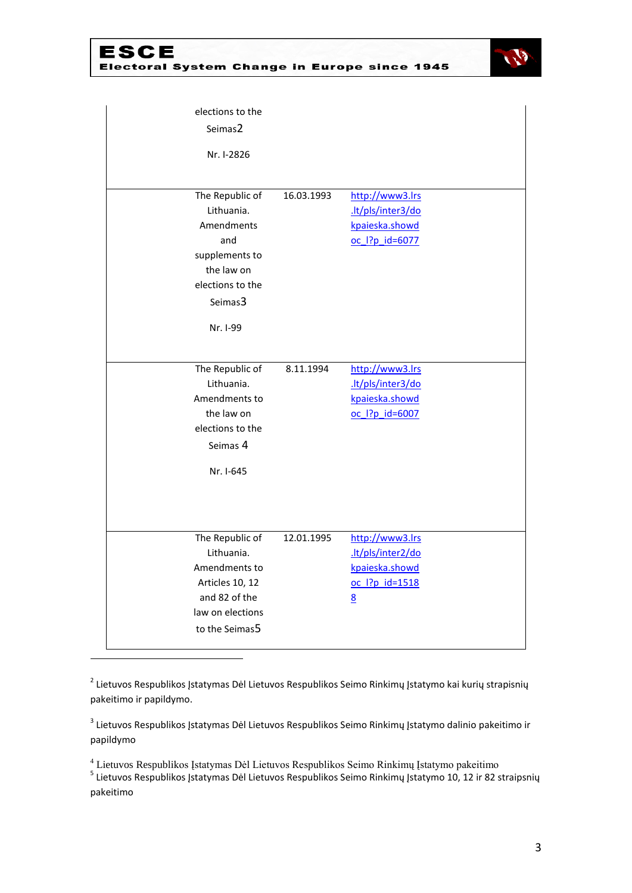| | | | |
|---|---|---|---|
| | elections to the Seimas[2] Nr. I-2826 | | |
| | The Republic of Lithuania. Amendments and supplements to the law on elections to the Seimas[3] Nr. I-99 | 16.03.1993 | http://www3.lrs.lt/pls/inter3/dokpaieska.showdoc_l?p_id=6077 |
| | The Republic of Lithuania. Amendments to the law on elections to the Seimas [4] Nr. I-645 | 8.11.1994 | http://www3.lrs.lt/pls/inter3/dokpaieska.showdoc_l?p_id=6007 |
| | The Republic of Lithuania. Amendments to Articles 10, 12 and 82 of the law on elections to the Seimas[5] | 12.01.1995 | http://www3.lrs.lt/pls/inter2/dokpaieska.showdoc_l?p_id=15188 |

[2] Lietuvos Respublikos Įstatymas Dėl Lietuvos Respublikos Seimo Rinkimų Įstatymo kai kurių strapisnių pakeitimo ir papildymo.

[3] Lietuvos Respublikos Įstatymas Dėl Lietuvos Respublikos Seimo Rinkimų Įstatymo dalinio pakeitimo ir papildymo

[4] Lietuvos Respublikos Įstatymas Dėl Lietuvos Respublikos Seimo Rinkimų Įstatymo pakeitimo

[5] Lietuvos Respublikos Įstatymas Dėl Lietuvos Respublikos Seimo Rinkimų Įstatymo 10, 12 ir 82 straipsnių pakeitimo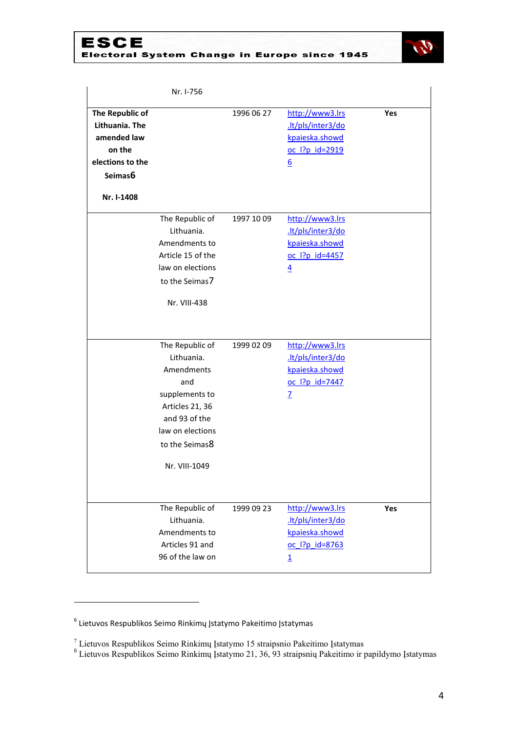| | | | | |
|---|---|---|---|---|
| | Nr. I-756 | | | |
| **The Republic of Lithuania. The amended law on the elections to the Seimas**[6] **Nr. I-1408** | | 1996 06 27 | http://www3.lrs.lt/pls/inter3/dokpaieska.showdoc_l?p_id=29196 | **Yes** |
| | The Republic of Lithuania. Amendments to Article 15 of the law on elections to the Seimas[7] Nr. VIII-438 | 1997 10 09 | http://www3.lrs.lt/pls/inter3/dokpaieska.showdoc_l?p_id=44574 | |
| | The Republic of Lithuania. Amendments and supplements to Articles 21, 36 and 93 of the law on elections to the Seimas[8] Nr. VIII-1049 | 1999 02 09 | http://www3.lrs.lt/pls/inter3/dokpaieska.showdoc_l?p_id=74477 | |
| | The Republic of Lithuania. Amendments to Articles 91 and 96 of the law on | 1999 09 23 | http://www3.lrs.lt/pls/inter3/dokpaieska.showdoc_l?p_id=87631 | **Yes** |

[6] Lietuvos Respublikos Seimo Rinkimų Įstatymo Pakeitimo Įstatymas

[7] Lietuvos Respublikos Seimo Rinkimų Įstatymo 15 straipsnio Pakeitimo Įstatymas

[8] Lietuvos Respublikos Seimo Rinkimų Įstatymo 21, 36, 93 straipsnių Pakeitimo ir papildymo Įstatymas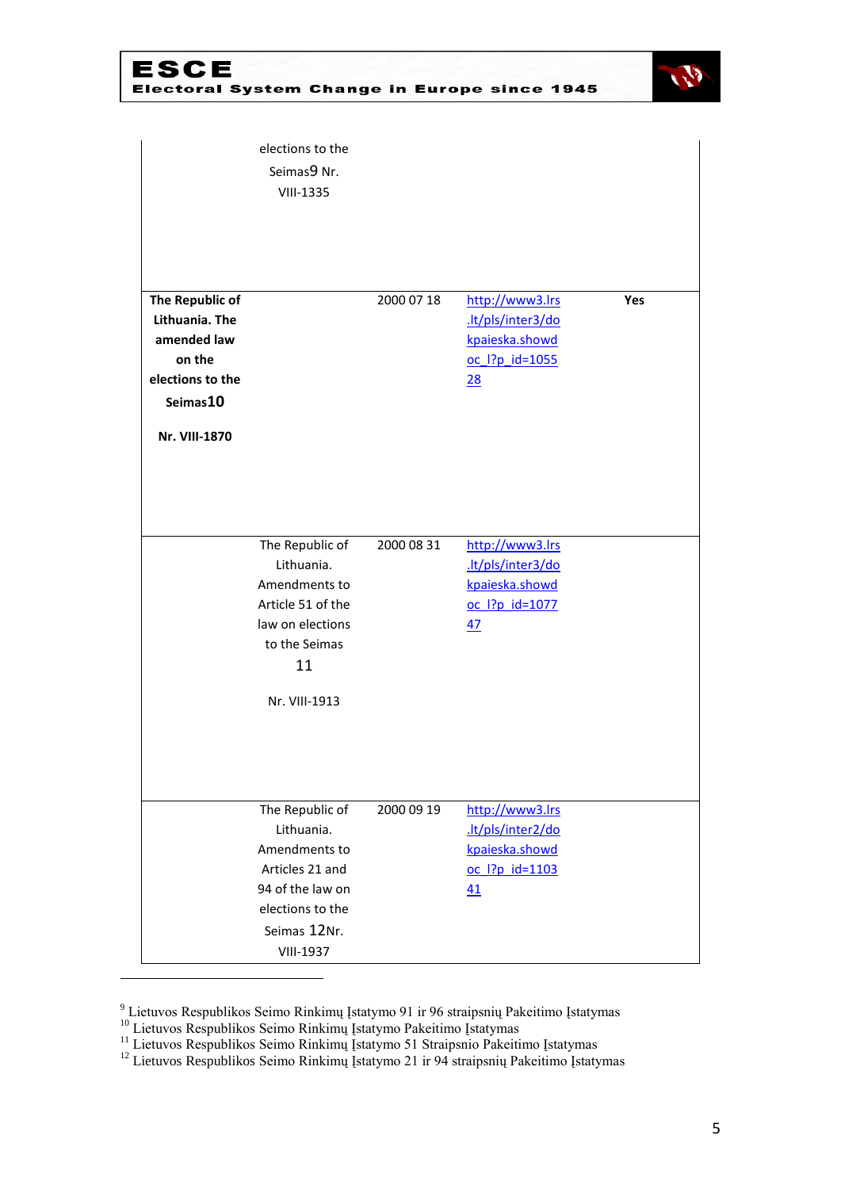| | | | | |
|---|---|---|---|---|
| | elections to the Seimas[9] Nr. VIII-1335 | | | |
| **The Republic of Lithuania. The amended law on the elections to the Seimas[10] Nr. VIII-1870** | | 2000 07 18 | http://www3.lrs.lt/pls/inter3/dokpaieska.showdoc_l?p_id=105528 | **Yes** |
| | The Republic of Lithuania. Amendments to Article 51 of the law on elections to the Seimas[11] Nr. VIII-1913 | 2000 08 31 | http://www3.lrs.lt/pls/inter3/dokpaieska.showdoc_l?p_id=107747 | |
| | The Republic of Lithuania. Amendments to Articles 21 and 94 of the law on elections to the Seimas[12] Nr. VIII-1937 | 2000 09 19 | http://www3.lrs.lt/pls/inter2/dokpaieska.showdoc_l?p_id=110341 | |

[9] Lietuvos Respublikos Seimo Rinkimų Įstatymo 91 ir 96 straipsnių Pakeitimo Įstatymas
[10] Lietuvos Respublikos Seimo Rinkimų Įstatymo Pakeitimo Įstatymas
[11] Lietuvos Respublikos Seimo Rinkimų Įstatymo 51 Straipsnio Pakeitimo Įstatymas
[12] Lietuvos Respublikos Seimo Rinkimų Įstatymo 21 ir 94 straipsnių Pakeitimo Įstatymas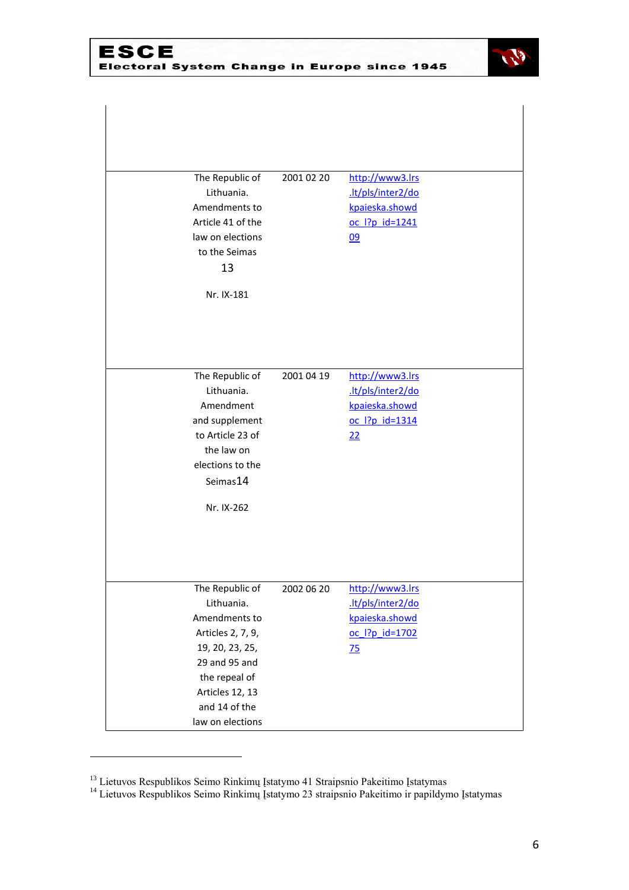| | | | |
|---|---|---|---|
| | | | |
| | The Republic of Lithuania. Amendments to Article 41 of the law on elections to the Seimas [13] Nr. IX-181 | 2001 02 20 | http://www3.lrs.lt/pls/inter2/dokpaieska.showdoc_l?p_id=124109 |
| | The Republic of Lithuania. Amendment and supplement to Article 23 of the law on elections to the Seimas[14] Nr. IX-262 | 2001 04 19 | http://www3.lrs.lt/pls/inter2/dokpaieska.showdoc_l?p_id=131422 |
| | The Republic of Lithuania. Amendments to Articles 2, 7, 9, 19, 20, 23, 25, 29 and 95 and the repeal of Articles 12, 13 and 14 of the law on elections | 2002 06 20 | http://www3.lrs.lt/pls/inter2/dokpaieska.showdoc_l?p_id=170275 |

[13] Lietuvos Respublikos Seimo Rinkimų Įstatymo 41 Straipsnio Pakeitimo Įstatymas

[14] Lietuvos Respublikos Seimo Rinkimų Įstatymo 23 straipsnio Pakeitimo ir papildymo Įstatymas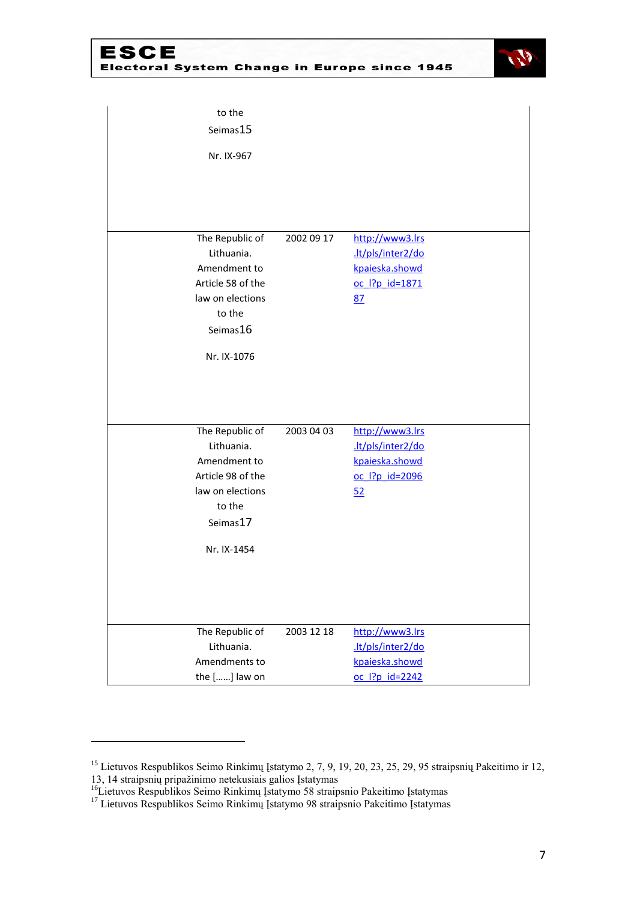| | | | |
|---|---|---|---|
| | to the Seimas[15] Nr. IX-967 | | |
| | The Republic of Lithuania. Amendment to Article 58 of the law on elections to the Seimas[16] Nr. IX-1076 | 2002 09 17 | http://www3.lrs.lt/pls/inter2/dokpaieska.showdoc_l?p_id=187187 |
| | The Republic of Lithuania. Amendment to Article 98 of the law on elections to the Seimas[17] Nr. IX-1454 | 2003 04 03 | http://www3.lrs.lt/pls/inter2/dokpaieska.showdoc_l?p_id=209652 |
| | The Republic of Lithuania. Amendments to the [......] law on | 2003 12 18 | http://www3.lrs.lt/pls/inter2/dokpaieska.showdoc_l?p_id=2242 |

[15] Lietuvos Respublikos Seimo Rinkimų Įstatymo 2, 7, 9, 19, 20, 23, 25, 29, 95 straipsnių Pakeitimo ir 12, 13, 14 straipsnių pripažinimo netekusiais galios Įstatymas

[16] Lietuvos Respublikos Seimo Rinkimų Įstatymo 58 straipsnio Pakeitimo Įstatymas

[17] Lietuvos Respublikos Seimo Rinkimų Įstatymo 98 straipsnio Pakeitimo Įstatymas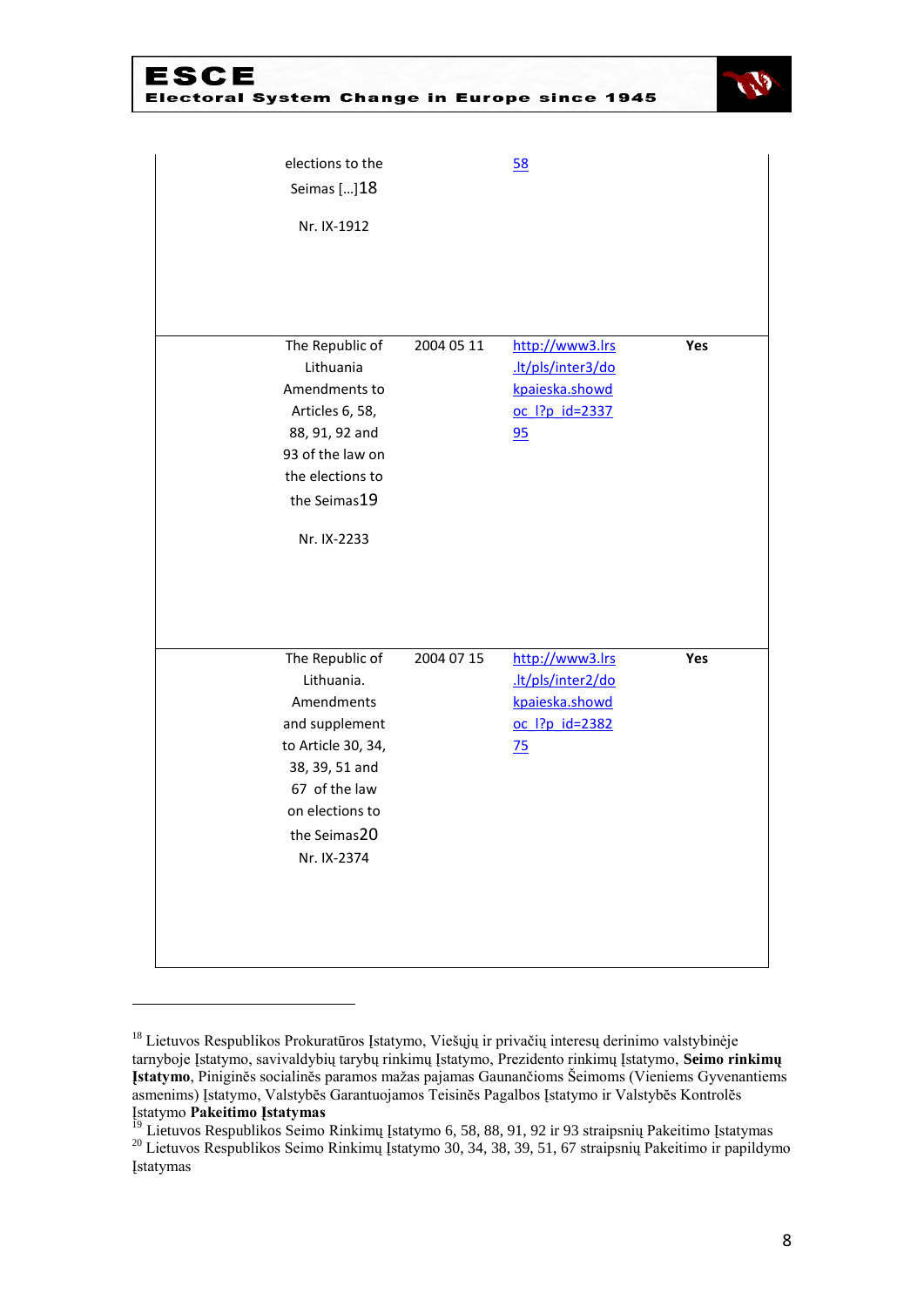| | | | |
|---|---|---|---|
| elections to the Seimas […][18] Nr. IX-1912 | | 58 | |
| The Republic of Lithuania Amendments to Articles 6, 58, 88, 91, 92 and 93 of the law on the elections to the Seimas[19] Nr. IX-2233 | 2004 05 11 | http://www3.lrs.lt/pls/inter3/dokpaieska.showdoc_l?p_id=233795 | Yes |
| The Republic of Lithuania. Amendments and supplement to Article 30, 34, 38, 39, 51 and 67 of the law on elections to the Seimas[20] Nr. IX-2374 | 2004 07 15 | http://www3.lrs.lt/pls/inter2/dokpaieska.showdoc_l?p_id=238275 | Yes |

---

[18] Lietuvos Respublikos Prokuratūros Įstatymo, Viešųjų ir privačių interesų derinimo valstybinėje tarnyboje Įstatymo, savivaldybių tarybų rinkimų Įstatymo, Prezidento rinkimų Įstatymo, **Seimo rinkimų Įstatymo**, Piniginės socialinės paramos mažas pajamas Gaunančioms Šeimoms (Vieniems Gyvenantiems asmenims) Įstatymo, Valstybės Garantuojamos Teisinės Pagalbos Įstatymo ir Valstybės Kontrolės Įstatymo **Pakeitimo Įstatymas**

[19] Lietuvos Respublikos Seimo Rinkimų Įstatymo 6, 58, 88, 91, 92 ir 93 straipsnių Pakeitimo Įstatymas

[20] Lietuvos Respublikos Seimo Rinkimų Įstatymo 30, 34, 38, 39, 51, 67 straipsnių Pakeitimo ir papildymo Įstatymas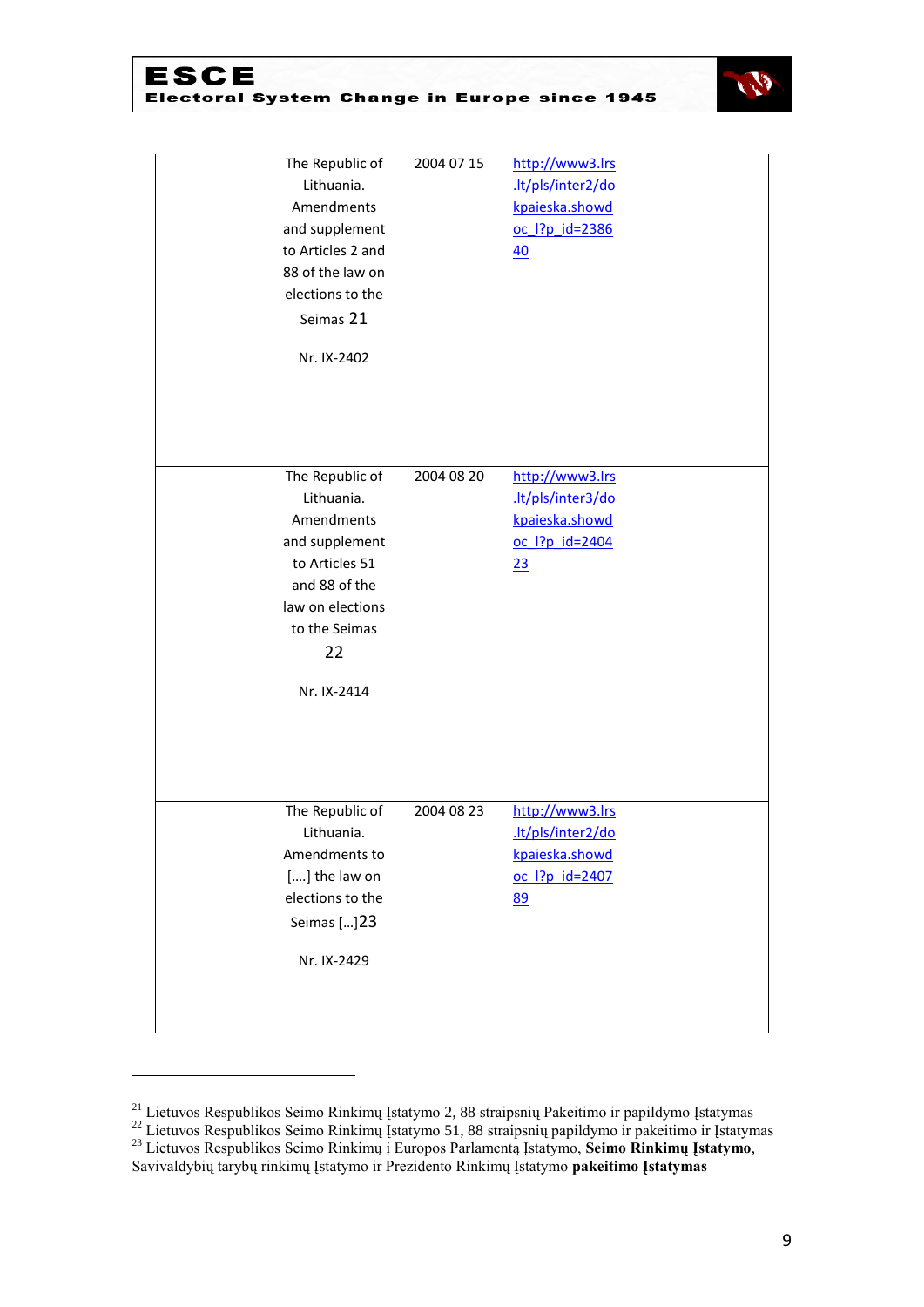| | | | |
|---|---|---|---|
| | The Republic of Lithuania. Amendments and supplement to Articles 2 and 88 of the law on elections to the Seimas [21] Nr. IX-2402 | 2004 07 15 | http://www3.lrs.lt/pls/inter2/dokpaieska.showdoc_l?p_id=238640 |
| | The Republic of Lithuania. Amendments and supplement to Articles 51 and 88 of the law on elections to the Seimas [22] Nr. IX-2414 | 2004 08 20 | http://www3.lrs.lt/pls/inter3/dokpaieska.showdoc_l?p_id=240423 |
| | The Republic of Lithuania. Amendments to [….] the law on elections to the Seimas […][23] Nr. IX-2429 | 2004 08 23 | http://www3.lrs.lt/pls/inter2/dokpaieska.showdoc_l?p_id=240789 |

[21] Lietuvos Respublikos Seimo Rinkimų Įstatymo 2, 88 straipsnių Pakeitimo ir papildymo Įstatymas

[22] Lietuvos Respublikos Seimo Rinkimų Įstatymo 51, 88 straipsnių papildymo ir pakeitimo ir Įstatymas

[23] Lietuvos Respublikos Seimo Rinkimų į Europos Parlamentą Įstatymo, **Seimo Rinkimų Įstatymo**, Savivaldybių tarybų rinkimų Įstatymo ir Prezidento Rinkimų Įstatymo **pakeitimo Įstatymas**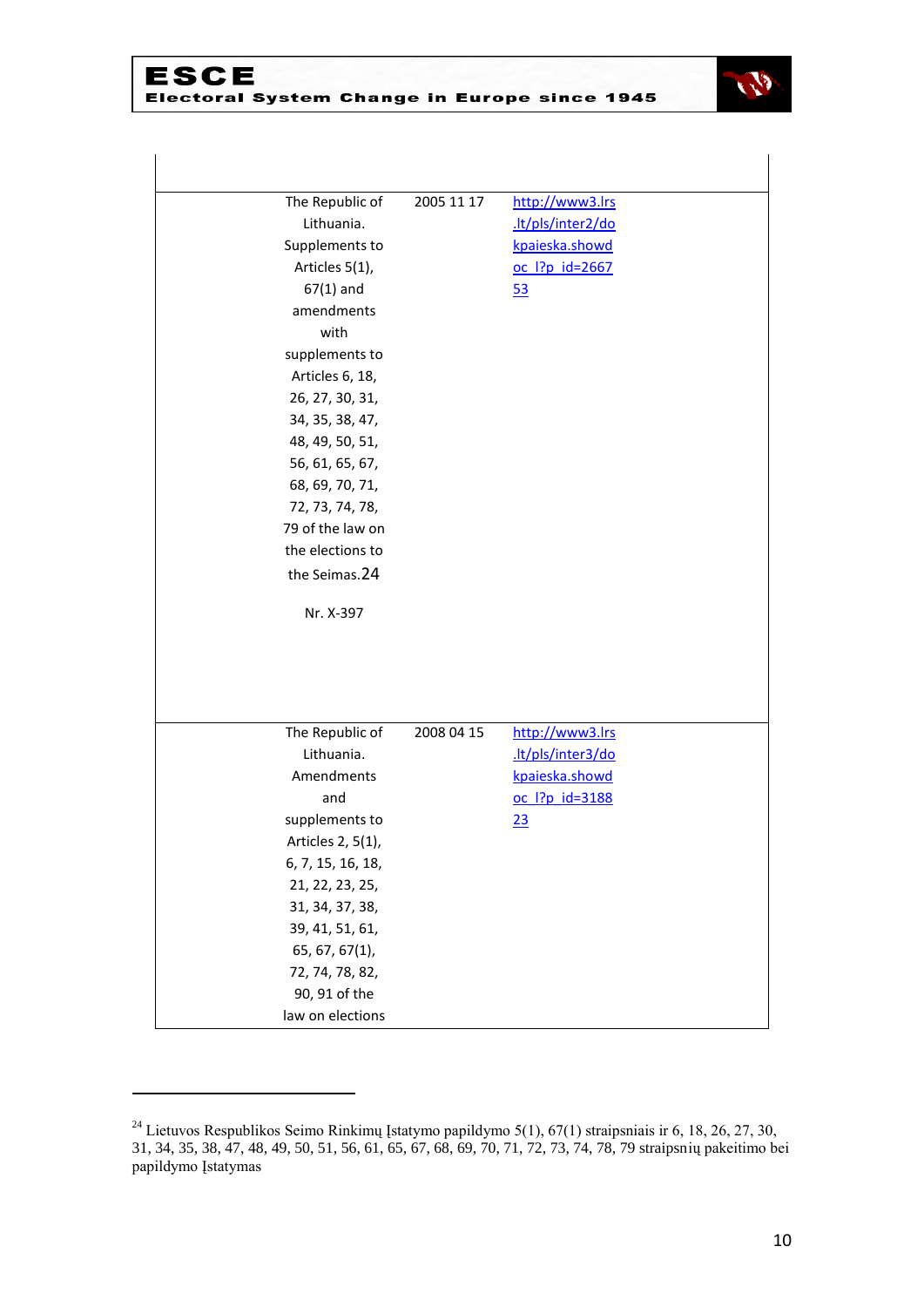| | | | |
|---|---|---|---|
| | The Republic of Lithuania. Supplements to Articles 5(1), 67(1) and amendments with supplements to Articles 6, 18, 26, 27, 30, 31, 34, 35, 38, 47, 48, 49, 50, 51, 56, 61, 65, 67, 68, 69, 70, 71, 72, 73, 74, 78, 79 of the law on the elections to the Seimas.[24] Nr. X-397 | 2005 11 17 | http://www3.lrs.lt/pls/inter2/dokpaieska.showdoc_l?p_id=266753 |
| | The Republic of Lithuania. Amendments and supplements to Articles 2, 5(1), 6, 7, 15, 16, 18, 21, 22, 23, 25, 31, 34, 37, 38, 39, 41, 51, 61, 65, 67, 67(1), 72, 74, 78, 82, 90, 91 of the law on elections | 2008 04 15 | http://www3.lrs.lt/pls/inter3/dokpaieska.showdoc_l?p_id=318823 |

[24] Lietuvos Respublikos Seimo Rinkimų Įstatymo papildymo 5(1), 67(1) straipsniais ir 6, 18, 26, 27, 30, 31, 34, 35, 38, 47, 48, 49, 50, 51, 56, 61, 65, 67, 68, 69, 70, 71, 72, 73, 74, 78, 79 straipsnių pakeitimo bei papildymo Įstatymas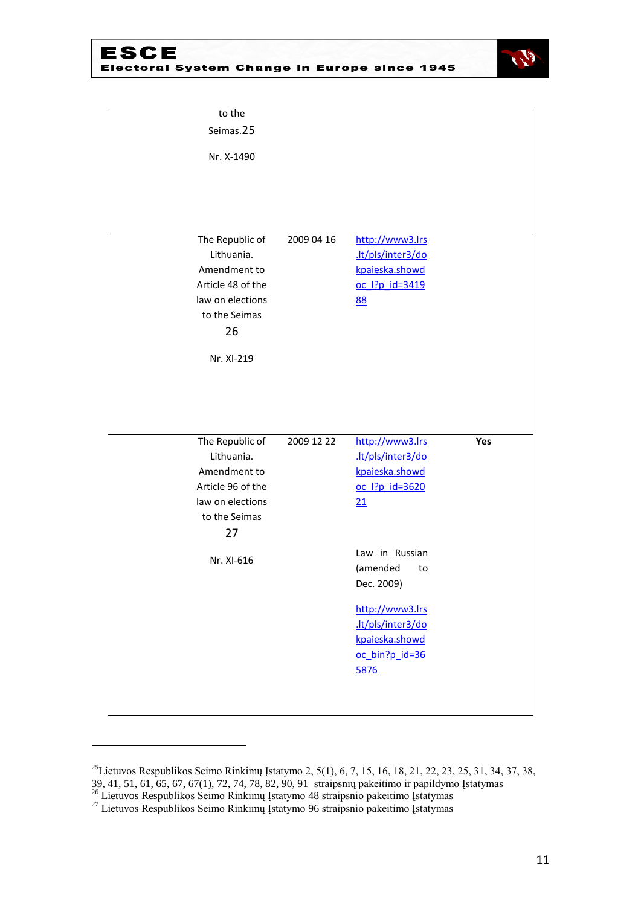| | | | | |
|---|---|---|---|---|
| | to the Seimas.[25] Nr. X-1490 | | | |
| | The Republic of Lithuania. Amendment to Article 48 of the law on elections to the Seimas [26] Nr. XI-219 | 2009 04 16 | http://www3.lrs.lt/pls/inter3/dokpaieska.showdoc_l?p_id=341988 | |
| | The Republic of Lithuania. Amendment to Article 96 of the law on elections to the Seimas [27] Nr. XI-616 | 2009 12 22 | http://www3.lrs.lt/pls/inter3/dokpaieska.showdoc_l?p_id=362021 Law in Russian (amended to Dec. 2009) http://www3.lrs.lt/pls/inter3/dokpaieska.showdoc_bin?p_id=365876 | Yes |

[25] Lietuvos Respublikos Seimo Rinkimų Įstatymo 2, 5(1), 6, 7, 15, 16, 18, 21, 22, 23, 25, 31, 34, 37, 38, 39, 41, 51, 61, 65, 67, 67(1), 72, 74, 78, 82, 90, 91 straipsnių pakeitimo ir papildymo Įstatymas

[26] Lietuvos Respublikos Seimo Rinkimų Įstatymo 48 straipsnio pakeitimo Įstatymas

[27] Lietuvos Respublikos Seimo Rinkimų Įstatymo 96 straipsnio pakeitimo Įstatymas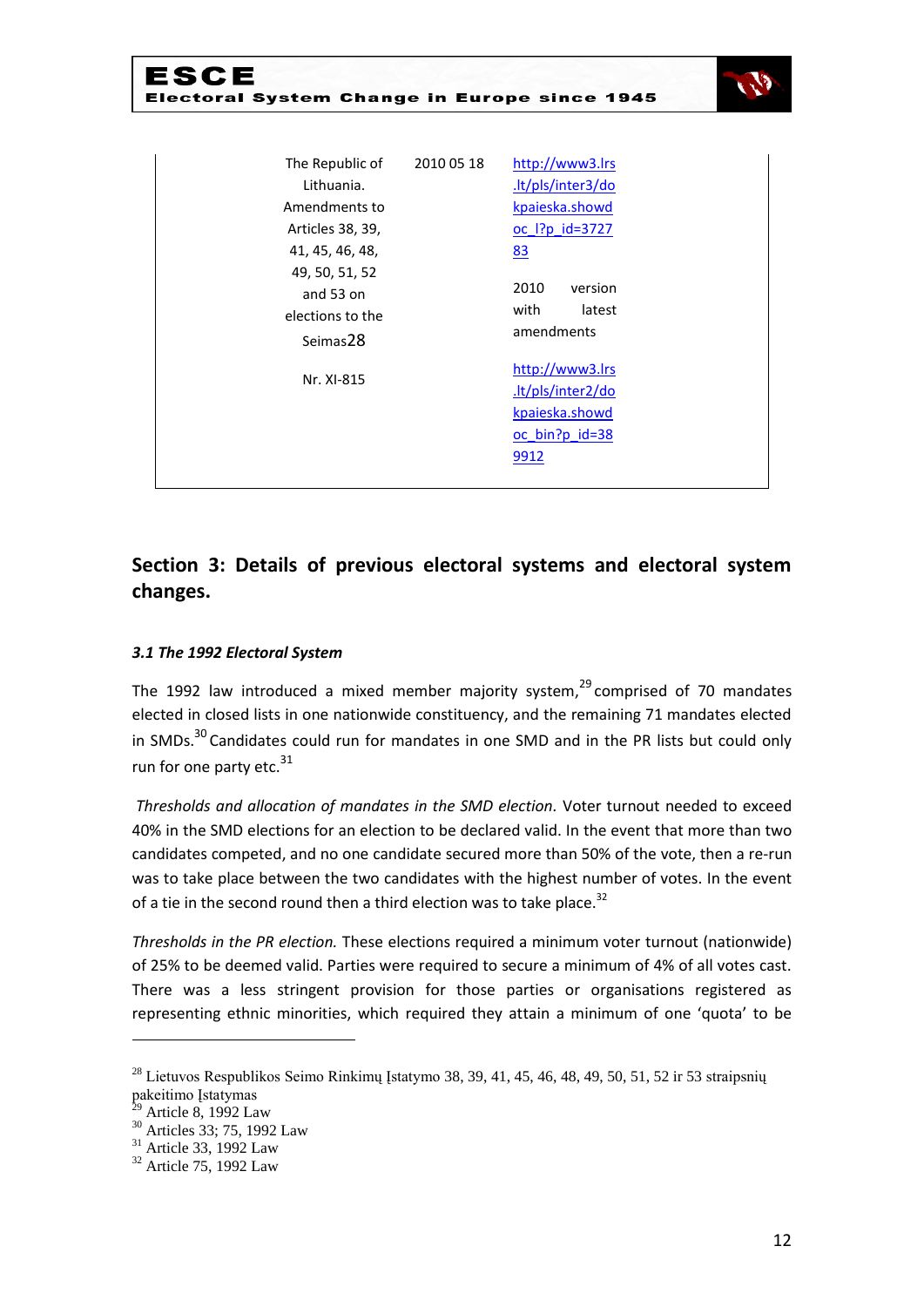| | | |
|---|---|---|
| The Republic of Lithuania. Amendments to Articles 38, 39, 41, 45, 46, 48, 49, 50, 51, 52 and 53 on elections to the Seimas[28] Nr. XI-815 | 2010 05 18 | http://www3.lrs.lt/pls/inter3/dokpaieska.showdoc_l?p_id=372783 2010 version with latest amendments http://www3.lrs.lt/pls/inter2/dokpaieska.showdoc_bin?p_id=389912 |

## Section 3: Details of previous electoral systems and electoral system changes.

### *3.1 The 1992 Electoral System*

The 1992 law introduced a mixed member majority system,[29] comprised of 70 mandates elected in closed lists in one nationwide constituency, and the remaining 71 mandates elected in SMDs.[30] Candidates could run for mandates in one SMD and in the PR lists but could only run for one party etc.[31]

*Thresholds and allocation of mandates in the SMD election.* Voter turnout needed to exceed 40% in the SMD elections for an election to be declared valid. In the event that more than two candidates competed, and no one candidate secured more than 50% of the vote, then a re-run was to take place between the two candidates with the highest number of votes. In the event of a tie in the second round then a third election was to take place.[32]

*Thresholds in the PR election.* These elections required a minimum voter turnout (nationwide) of 25% to be deemed valid. Parties were required to secure a minimum of 4% of all votes cast. There was a less stringent provision for those parties or organisations registered as representing ethnic minorities, which required they attain a minimum of one 'quota' to be

---

[28] Lietuvos Respublikos Seimo Rinkimų Įstatymo 38, 39, 41, 45, 46, 48, 49, 50, 51, 52 ir 53 straipsnių pakeitimo Įstatymas

[29] Article 8, 1992 Law

[30] Articles 33; 75, 1992 Law

[31] Article 33, 1992 Law

[32] Article 75, 1992 Law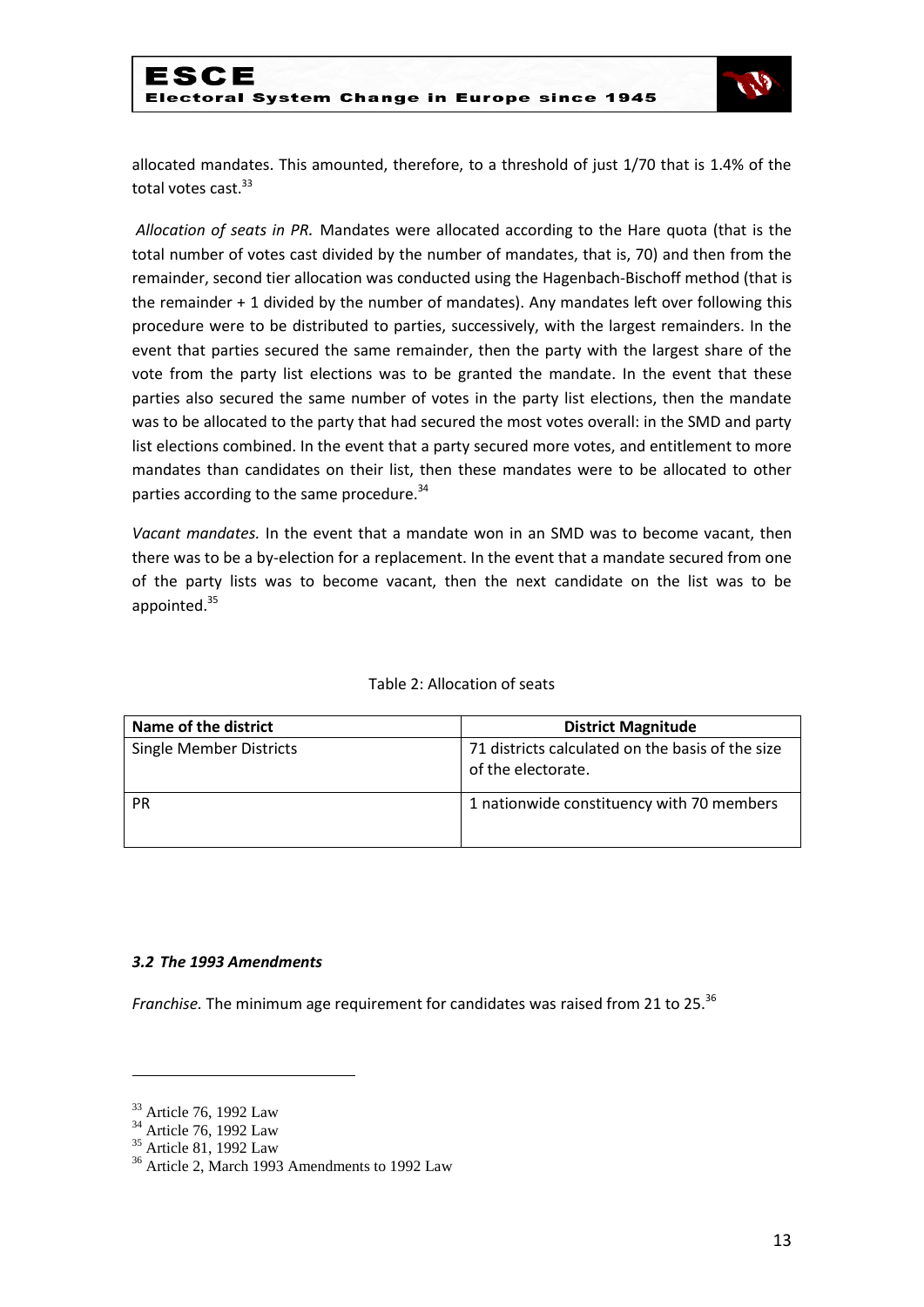allocated mandates. This amounted, therefore, to a threshold of just 1/70 that is 1.4% of the total votes cast.[33]

*Allocation of seats in PR.* Mandates were allocated according to the Hare quota (that is the total number of votes cast divided by the number of mandates, that is, 70) and then from the remainder, second tier allocation was conducted using the Hagenbach-Bischoff method (that is the remainder + 1 divided by the number of mandates). Any mandates left over following this procedure were to be distributed to parties, successively, with the largest remainders. In the event that parties secured the same remainder, then the party with the largest share of the vote from the party list elections was to be granted the mandate. In the event that these parties also secured the same number of votes in the party list elections, then the mandate was to be allocated to the party that had secured the most votes overall: in the SMD and party list elections combined. In the event that a party secured more votes, and entitlement to more mandates than candidates on their list, then these mandates were to be allocated to other parties according to the same procedure.[34]

*Vacant mandates.* In the event that a mandate won in an SMD was to become vacant, then there was to be a by-election for a replacement. In the event that a mandate secured from one of the party lists was to become vacant, then the next candidate on the list was to be appointed.[35]

Table 2: Allocation of seats

| Name of the district | District Magnitude |
| --- | --- |
| Single Member Districts | 71 districts calculated on the basis of the size of the electorate. |
| PR | 1 nationwide constituency with 70 members |

### *3.2 The 1993 Amendments*

*Franchise.* The minimum age requirement for candidates was raised from 21 to 25.[36]

---

[33] Article 76, 1992 Law
[34] Article 76, 1992 Law
[35] Article 81, 1992 Law
[36] Article 2, March 1993 Amendments to 1992 Law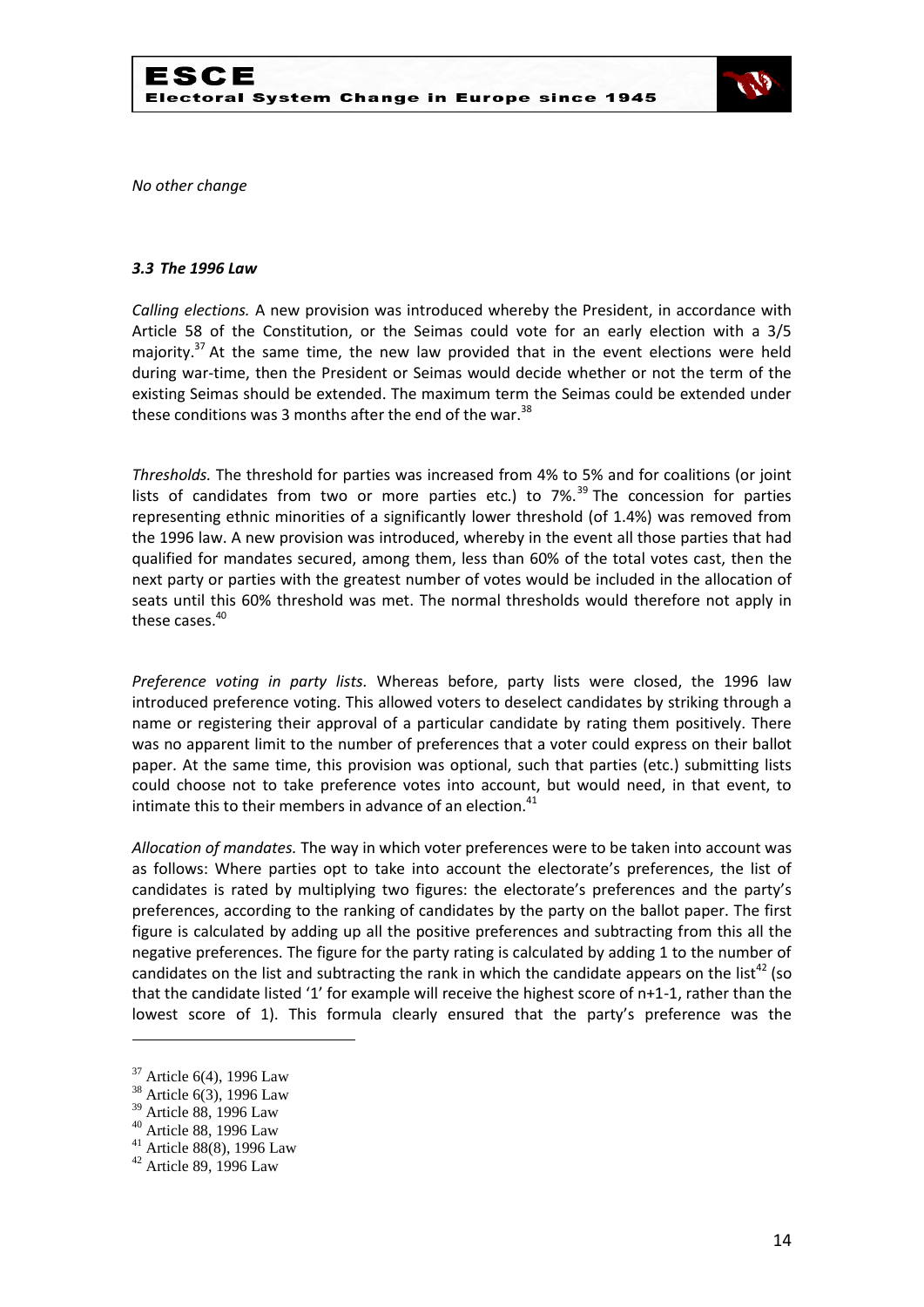*No other change*

### *3.3 The 1996 Law*

*Calling elections.* A new provision was introduced whereby the President, in accordance with Article 58 of the Constitution, or the Seimas could vote for an early election with a 3/5 majority.[37] At the same time, the new law provided that in the event elections were held during war-time, then the President or Seimas would decide whether or not the term of the existing Seimas should be extended. The maximum term the Seimas could be extended under these conditions was 3 months after the end of the war.[38]

*Thresholds.* The threshold for parties was increased from 4% to 5% and for coalitions (or joint lists of candidates from two or more parties etc.) to 7%.[39] The concession for parties representing ethnic minorities of a significantly lower threshold (of 1.4%) was removed from the 1996 law. A new provision was introduced, whereby in the event all those parties that had qualified for mandates secured, among them, less than 60% of the total votes cast, then the next party or parties with the greatest number of votes would be included in the allocation of seats until this 60% threshold was met. The normal thresholds would therefore not apply in these cases.[40]

*Preference voting in party lists.* Whereas before, party lists were closed, the 1996 law introduced preference voting. This allowed voters to deselect candidates by striking through a name or registering their approval of a particular candidate by rating them positively. There was no apparent limit to the number of preferences that a voter could express on their ballot paper. At the same time, this provision was optional, such that parties (etc.) submitting lists could choose not to take preference votes into account, but would need, in that event, to intimate this to their members in advance of an election.[41]

*Allocation of mandates.* The way in which voter preferences were to be taken into account was as follows: Where parties opt to take into account the electorate's preferences, the list of candidates is rated by multiplying two figures: the electorate's preferences and the party's preferences, according to the ranking of candidates by the party on the ballot paper. The first figure is calculated by adding up all the positive preferences and subtracting from this all the negative preferences. The figure for the party rating is calculated by adding 1 to the number of candidates on the list and subtracting the rank in which the candidate appears on the list[42] (so that the candidate listed '1' for example will receive the highest score of n+1-1, rather than the lowest score of 1). This formula clearly ensured that the party's preference was the

---

[37] Article 6(4), 1996 Law
[38] Article 6(3), 1996 Law
[39] Article 88, 1996 Law
[40] Article 88, 1996 Law
[41] Article 88(8), 1996 Law
[42] Article 89, 1996 Law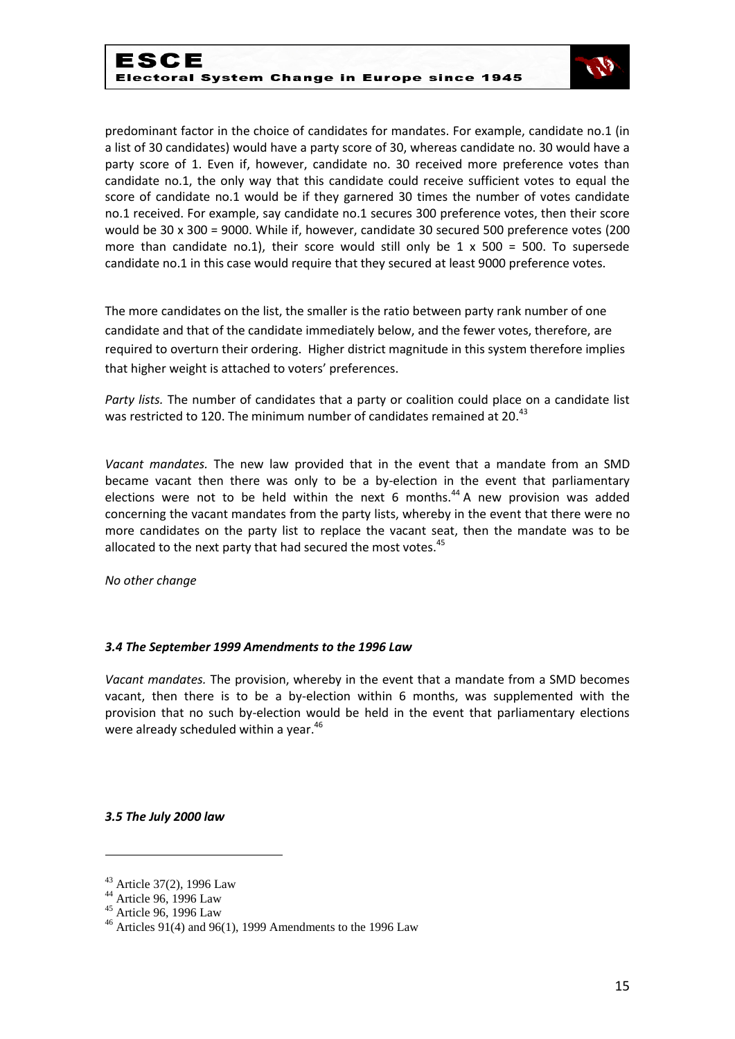predominant factor in the choice of candidates for mandates. For example, candidate no.1 (in a list of 30 candidates) would have a party score of 30, whereas candidate no. 30 would have a party score of 1. Even if, however, candidate no. 30 received more preference votes than candidate no.1, the only way that this candidate could receive sufficient votes to equal the score of candidate no.1 would be if they garnered 30 times the number of votes candidate no.1 received. For example, say candidate no.1 secures 300 preference votes, then their score would be 30 x 300 = 9000. While if, however, candidate 30 secured 500 preference votes (200 more than candidate no.1), their score would still only be 1 x 500 = 500. To supersede candidate no.1 in this case would require that they secured at least 9000 preference votes.

The more candidates on the list, the smaller is the ratio between party rank number of one candidate and that of the candidate immediately below, and the fewer votes, therefore, are required to overturn their ordering. Higher district magnitude in this system therefore implies that higher weight is attached to voters' preferences.

*Party lists.* The number of candidates that a party or coalition could place on a candidate list was restricted to 120. The minimum number of candidates remained at 20.[43]

*Vacant mandates.* The new law provided that in the event that a mandate from an SMD became vacant then there was only to be a by-election in the event that parliamentary elections were not to be held within the next 6 months.[44] A new provision was added concerning the vacant mandates from the party lists, whereby in the event that there were no more candidates on the party list to replace the vacant seat, then the mandate was to be allocated to the next party that had secured the most votes.[45]

*No other change*

### *3.4 The September 1999 Amendments to the 1996 Law*

*Vacant mandates.* The provision, whereby in the event that a mandate from a SMD becomes vacant, then there is to be a by-election within 6 months, was supplemented with the provision that no such by-election would be held in the event that parliamentary elections were already scheduled within a year.[46]

### *3.5 The July 2000 law*

---

[43] Article 37(2), 1996 Law

[44] Article 96, 1996 Law

[45] Article 96, 1996 Law

[46] Articles 91(4) and 96(1), 1999 Amendments to the 1996 Law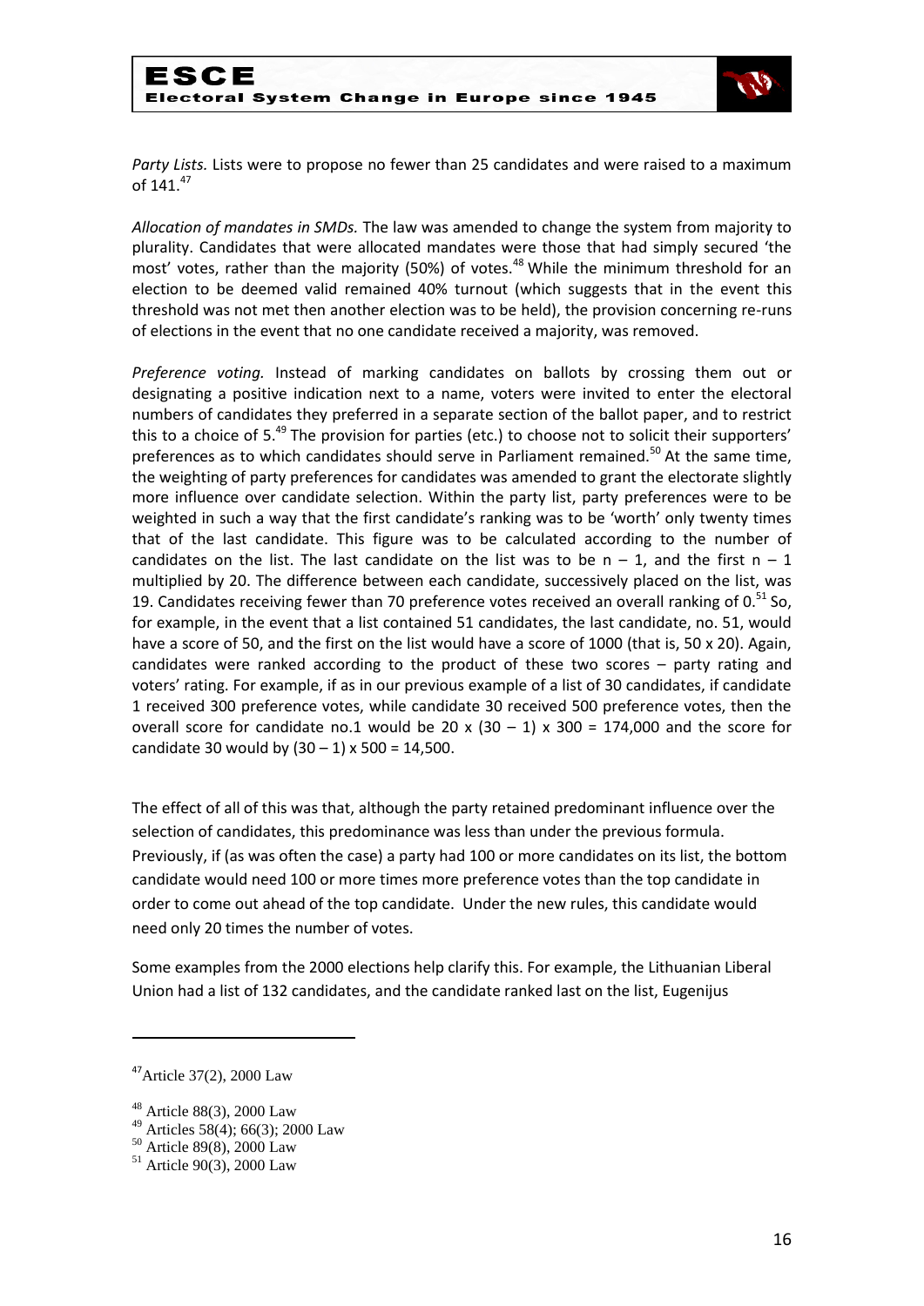*Party Lists.* Lists were to propose no fewer than 25 candidates and were raised to a maximum of 141.[47]

*Allocation of mandates in SMDs.* The law was amended to change the system from majority to plurality. Candidates that were allocated mandates were those that had simply secured 'the most' votes, rather than the majority (50%) of votes.[48] While the minimum threshold for an election to be deemed valid remained 40% turnout (which suggests that in the event this threshold was not met then another election was to be held), the provision concerning re-runs of elections in the event that no one candidate received a majority, was removed.

*Preference voting.* Instead of marking candidates on ballots by crossing them out or designating a positive indication next to a name, voters were invited to enter the electoral numbers of candidates they preferred in a separate section of the ballot paper, and to restrict this to a choice of 5.[49] The provision for parties (etc.) to choose not to solicit their supporters' preferences as to which candidates should serve in Parliament remained.[50] At the same time, the weighting of party preferences for candidates was amended to grant the electorate slightly more influence over candidate selection. Within the party list, party preferences were to be weighted in such a way that the first candidate's ranking was to be 'worth' only twenty times that of the last candidate. This figure was to be calculated according to the number of candidates on the list. The last candidate on the list was to be $n - 1$, and the first $n - 1$ multiplied by 20. The difference between each candidate, successively placed on the list, was 19. Candidates receiving fewer than 70 preference votes received an overall ranking of 0.[51] So, for example, in the event that a list contained 51 candidates, the last candidate, no. 51, would have a score of 50, and the first on the list would have a score of 1000 (that is, 50 x 20). Again, candidates were ranked according to the product of these two scores – party rating and voters' rating. For example, if as in our previous example of a list of 30 candidates, if candidate 1 received 300 preference votes, while candidate 30 received 500 preference votes, then the overall score for candidate no.1 would be $20 \times (30 - 1) \times 300 = 174{,}000$ and the score for candidate 30 would by $(30 - 1) \times 500 = 14{,}500$.

The effect of all of this was that, although the party retained predominant influence over the selection of candidates, this predominance was less than under the previous formula. Previously, if (as was often the case) a party had 100 or more candidates on its list, the bottom candidate would need 100 or more times more preference votes than the top candidate in order to come out ahead of the top candidate. Under the new rules, this candidate would need only 20 times the number of votes.

Some examples from the 2000 elections help clarify this. For example, the Lithuanian Liberal Union had a list of 132 candidates, and the candidate ranked last on the list, Eugenijus

---

[47] Article 37(2), 2000 Law

[48] Article 88(3), 2000 Law

[49] Articles 58(4); 66(3); 2000 Law

[50] Article 89(8), 2000 Law

[51] Article 90(3), 2000 Law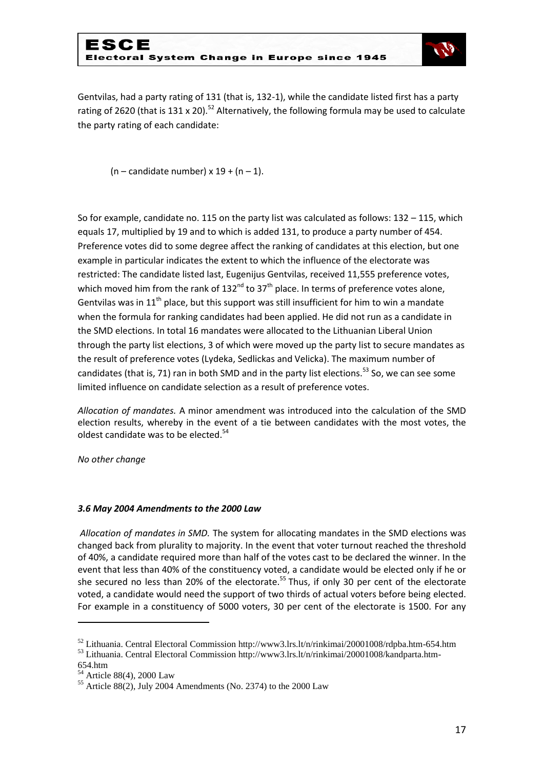Gentvilas, had a party rating of 131 (that is, 132-1), while the candidate listed first has a party rating of 2620 (that is 131 x 20).[52] Alternatively, the following formula may be used to calculate the party rating of each candidate:

$$(n - \text{candidate number}) \times 19 + (n - 1).$$

So for example, candidate no. 115 on the party list was calculated as follows: 132 – 115, which equals 17, multiplied by 19 and to which is added 131, to produce a party number of 454. Preference votes did to some degree affect the ranking of candidates at this election, but one example in particular indicates the extent to which the influence of the electorate was restricted: The candidate listed last, Eugenijus Gentvilas, received 11,555 preference votes, which moved him from the rank of 132nd to 37th place. In terms of preference votes alone, Gentvilas was in 11th place, but this support was still insufficient for him to win a mandate when the formula for ranking candidates had been applied. He did not run as a candidate in the SMD elections. In total 16 mandates were allocated to the Lithuanian Liberal Union through the party list elections, 3 of which were moved up the party list to secure mandates as the result of preference votes (Lydeka, Sedlickas and Velicka). The maximum number of candidates (that is, 71) ran in both SMD and in the party list elections.[53] So, we can see some limited influence on candidate selection as a result of preference votes.

*Allocation of mandates.* A minor amendment was introduced into the calculation of the SMD election results, whereby in the event of a tie between candidates with the most votes, the oldest candidate was to be elected.[54]

*No other change*

### *3.6 May 2004 Amendments to the 2000 Law*

*Allocation of mandates in SMD.* The system for allocating mandates in the SMD elections was changed back from plurality to majority. In the event that voter turnout reached the threshold of 40%, a candidate required more than half of the votes cast to be declared the winner. In the event that less than 40% of the constituency voted, a candidate would be elected only if he or she secured no less than 20% of the electorate.[55] Thus, if only 30 per cent of the electorate voted, a candidate would need the support of two thirds of actual voters before being elected. For example in a constituency of 5000 voters, 30 per cent of the electorate is 1500. For any

---

[52] Lithuania. Central Electoral Commission http://www3.lrs.lt/n/rinkimai/20001008/rdpba.htm-654.htm

[53] Lithuania. Central Electoral Commission http://www3.lrs.lt/n/rinkimai/20001008/kandparta.htm-654.htm

[54] Article 88(4), 2000 Law

[55] Article 88(2), July 2004 Amendments (No. 2374) to the 2000 Law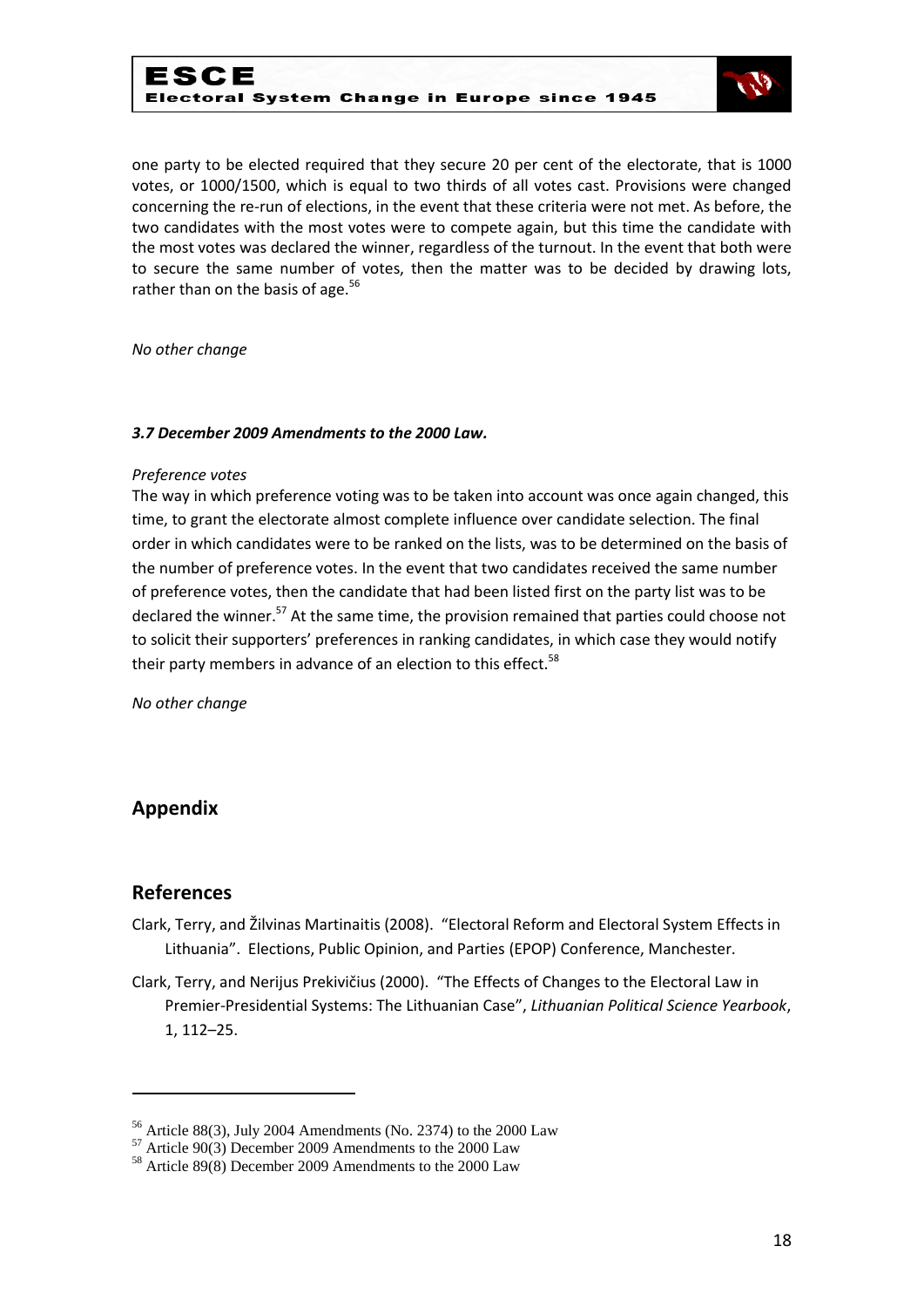one party to be elected required that they secure 20 per cent of the electorate, that is 1000 votes, or 1000/1500, which is equal to two thirds of all votes cast. Provisions were changed concerning the re-run of elections, in the event that these criteria were not met. As before, the two candidates with the most votes were to compete again, but this time the candidate with the most votes was declared the winner, regardless of the turnout. In the event that both were to secure the same number of votes, then the matter was to be decided by drawing lots, rather than on the basis of age.[56]

*No other change*

### *3.7 December 2009 Amendments to the 2000 Law.*

*Preference votes*

The way in which preference voting was to be taken into account was once again changed, this time, to grant the electorate almost complete influence over candidate selection. The final order in which candidates were to be ranked on the lists, was to be determined on the basis of the number of preference votes. In the event that two candidates received the same number of preference votes, then the candidate that had been listed first on the party list was to be declared the winner.[57] At the same time, the provision remained that parties could choose not to solicit their supporters' preferences in ranking candidates, in which case they would notify their party members in advance of an election to this effect.[58]

*No other change*

## Appendix

## References

Clark, Terry, and Žilvinas Martinaitis (2008). "Electoral Reform and Electoral System Effects in Lithuania". Elections, Public Opinion, and Parties (EPOP) Conference, Manchester.

Clark, Terry, and Nerijus Prekivičius (2000). "The Effects of Changes to the Electoral Law in Premier-Presidential Systems: The Lithuanian Case", *Lithuanian Political Science Yearbook*, 1, 112–25.

---

[56] Article 88(3), July 2004 Amendments (No. 2374) to the 2000 Law

[57] Article 90(3) December 2009 Amendments to the 2000 Law

[58] Article 89(8) December 2009 Amendments to the 2000 Law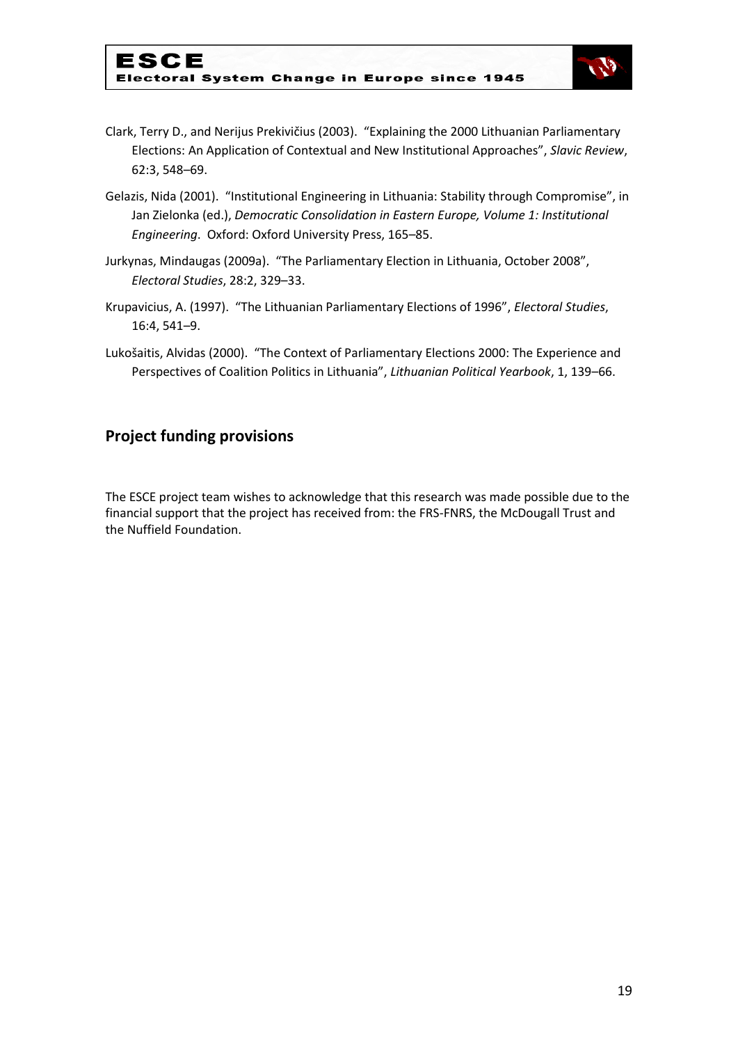Clark, Terry D., and Nerijus Prekivičius (2003). "Explaining the 2000 Lithuanian Parliamentary Elections: An Application of Contextual and New Institutional Approaches", *Slavic Review*, 62:3, 548–69.

Gelazis, Nida (2001). "Institutional Engineering in Lithuania: Stability through Compromise", in Jan Zielonka (ed.), *Democratic Consolidation in Eastern Europe, Volume 1: Institutional Engineering*. Oxford: Oxford University Press, 165–85.

Jurkynas, Mindaugas (2009a). "The Parliamentary Election in Lithuania, October 2008", *Electoral Studies*, 28:2, 329–33.

Krupavicius, A. (1997). "The Lithuanian Parliamentary Elections of 1996", *Electoral Studies*, 16:4, 541–9.

Lukošaitis, Alvidas (2000). "The Context of Parliamentary Elections 2000: The Experience and Perspectives of Coalition Politics in Lithuania", *Lithuanian Political Yearbook*, 1, 139–66.

## Project funding provisions

The ESCE project team wishes to acknowledge that this research was made possible due to the financial support that the project has received from: the FRS-FNRS, the McDougall Trust and the Nuffield Foundation.